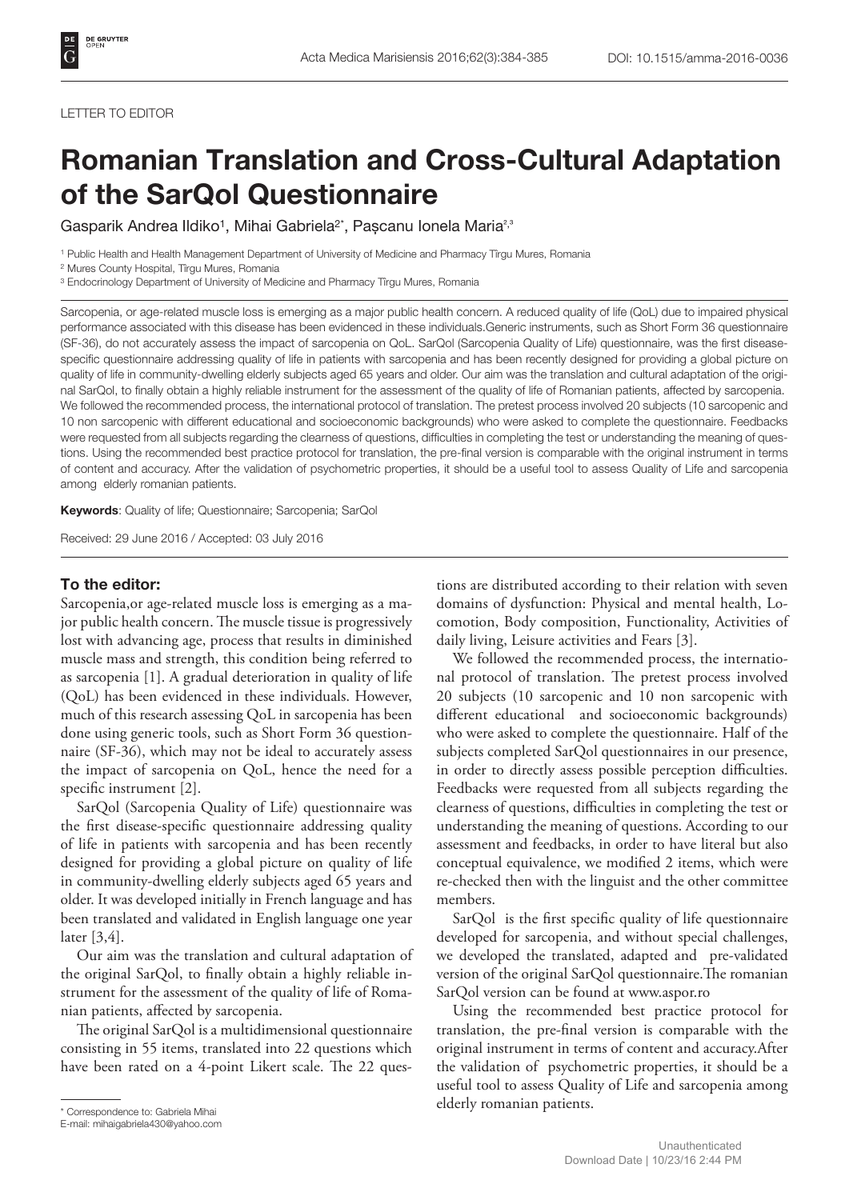LETTER TO EDITOR

# Romanian Translation and Cross-Cultural Adaptation of the SarQol Questionnaire

Gasparik Andrea Ildiko[1], Mihai Gabriela[2*], Pașcanu Ionela Maria[2,3]

[1] Public Health and Health Management Department of University of Medicine and Pharmacy Tîrgu Mures, Romania

[2] Mures County Hospital, Tîrgu Mures, Romania

[3] Endocrinology Department of University of Medicine and Pharmacy Tîrgu Mures, Romania

Sarcopenia, or age-related muscle loss is emerging as a major public health concern. A reduced quality of life (QoL) due to impaired physical performance associated with this disease has been evidenced in these individuals.Generic instruments, such as Short Form 36 questionnaire (SF-36), do not accurately assess the impact of sarcopenia on QoL. SarQol (Sarcopenia Quality of Life) questionnaire, was the first disease-specific questionnaire addressing quality of life in patients with sarcopenia and has been recently designed for providing a global picture on quality of life in community-dwelling elderly subjects aged 65 years and older. Our aim was the translation and cultural adaptation of the original SarQol, to finally obtain a highly reliable instrument for the assessment of the quality of life of Romanian patients, affected by sarcopenia. We followed the recommended process, the international protocol of translation. The pretest process involved 20 subjects (10 sarcopenic and 10 non sarcopenic with different educational and socioeconomic backgrounds) who were asked to complete the questionnaire. Feedbacks were requested from all subjects regarding the clearness of questions, difficulties in completing the test or understanding the meaning of questions. Using the recommended best practice protocol for translation, the pre-final version is comparable with the original instrument in terms of content and accuracy. After the validation of psychometric properties, it should be a useful tool to assess Quality of Life and sarcopenia among elderly romanian patients.

**Keywords**: Quality of life; Questionnaire; Sarcopenia; SarQol

Received: 29 June 2016 / Accepted: 03 July 2016

### To the editor:

Sarcopenia,or age-related muscle loss is emerging as a major public health concern. The muscle tissue is progressively lost with advancing age, process that results in diminished muscle mass and strength, this condition being referred to as sarcopenia [1]. A gradual deterioration in quality of life (QoL) has been evidenced in these individuals. However, much of this research assessing QoL in sarcopenia has been done using generic tools, such as Short Form 36 questionnaire (SF-36), which may not be ideal to accurately assess the impact of sarcopenia on QoL, hence the need for a specific instrument [2].

SarQol (Sarcopenia Quality of Life) questionnaire was the first disease-specific questionnaire addressing quality of life in patients with sarcopenia and has been recently designed for providing a global picture on quality of life in community-dwelling elderly subjects aged 65 years and older. It was developed initially in French language and has been translated and validated in English language one year later [3,4].

Our aim was the translation and cultural adaptation of the original SarQol, to finally obtain a highly reliable instrument for the assessment of the quality of life of Romanian patients, affected by sarcopenia.

The original SarQol is a multidimensional questionnaire consisting in 55 items, translated into 22 questions which have been rated on a 4-point Likert scale. The 22 questions are distributed according to their relation with seven domains of dysfunction: Physical and mental health, Locomotion, Body composition, Functionality, Activities of daily living, Leisure activities and Fears [3].

We followed the recommended process, the international protocol of translation. The pretest process involved 20 subjects (10 sarcopenic and 10 non sarcopenic with different educational and socioeconomic backgrounds) who were asked to complete the questionnaire. Half of the subjects completed SarQol questionnaires in our presence, in order to directly assess possible perception difficulties. Feedbacks were requested from all subjects regarding the clearness of questions, difficulties in completing the test or understanding the meaning of questions. According to our assessment and feedbacks, in order to have literal but also conceptual equivalence, we modified 2 items, which were re-checked then with the linguist and the other committee members.

SarQol is the first specific quality of life questionnaire developed for sarcopenia, and without special challenges, we developed the translated, adapted and pre-validated version of the original SarQol questionnaire.The romanian SarQol version can be found at www.aspor.ro

Using the recommended best practice protocol for translation, the pre-final version is comparable with the original instrument in terms of content and accuracy.After the validation of psychometric properties, it should be a useful tool to assess Quality of Life and sarcopenia among elderly romanian patients.

* Correspondence to: Gabriela Mihai
E-mail: mihaigabriela430@yahoo.com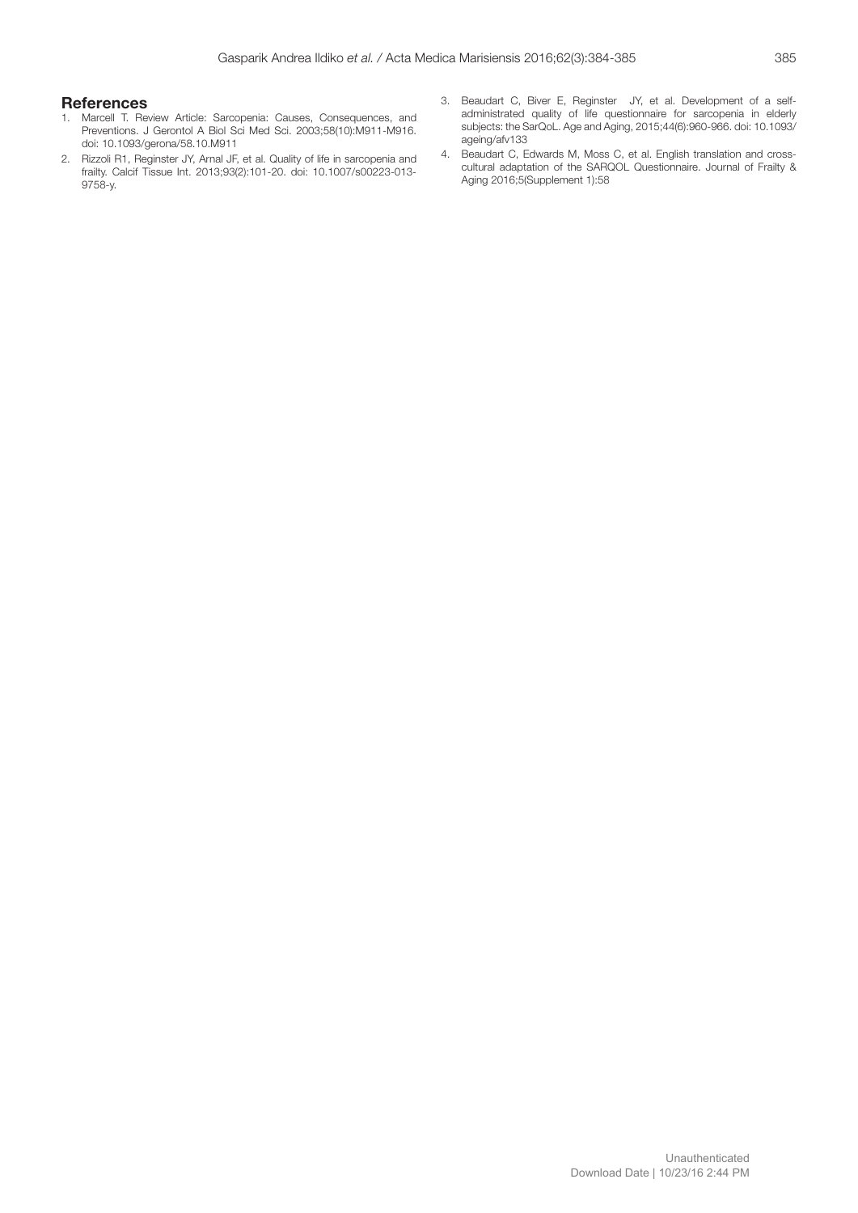## References

1. Marcell T. Review Article: Sarcopenia: Causes, Consequences, and Preventions. J Gerontol A Biol Sci Med Sci. 2003;58(10):M911-M916. doi: 10.1093/gerona/58.10.M911
2. Rizzoli R1, Reginster JY, Arnal JF, et al. Quality of life in sarcopenia and frailty. Calcif Tissue Int. 2013;93(2):101-20. doi: 10.1007/s00223-013-9758-y.
3. Beaudart C, Biver E, Reginster JY, et al. Development of a self-administrated quality of life questionnaire for sarcopenia in elderly subjects: the SarQoL. Age and Aging, 2015;44(6):960-966. doi: 10.1093/ageing/afv133
4. Beaudart C, Edwards M, Moss C, et al. English translation and cross-cultural adaptation of the SARQOL Questionnaire. Journal of Frailty & Aging 2016;5(Supplement 1):58

Unauthenticated
Download Date | 10/23/16 2:44 PM